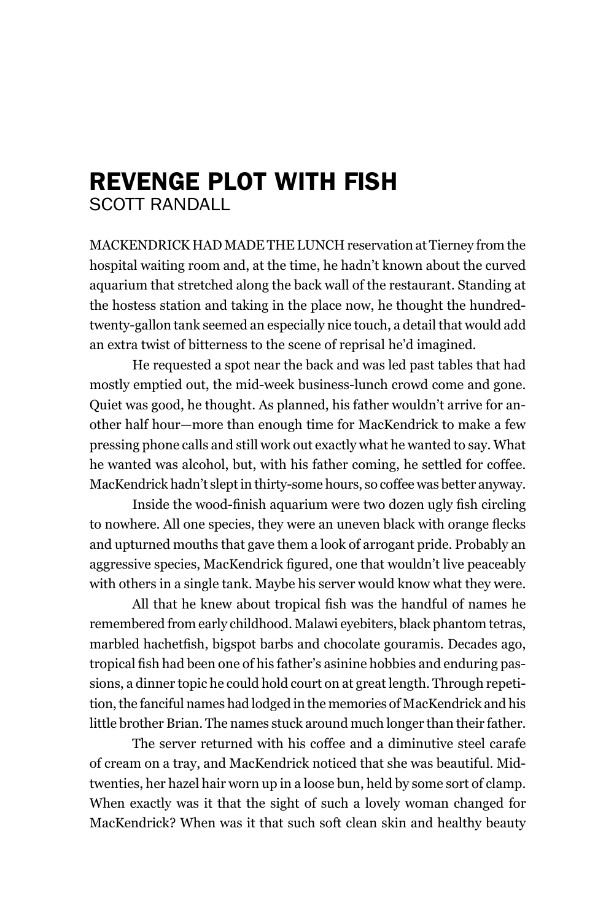# REVENGE PLOT WITH FISH

SCOTT RANDALL

MACKENDRICK HAD MADE THE LUNCH reservation at Tierney from the hospital waiting room and, at the time, he hadn't known about the curved aquarium that stretched along the back wall of the restaurant. Standing at the hostess station and taking in the place now, he thought the hundred-twenty-gallon tank seemed an especially nice touch, a detail that would add an extra twist of bitterness to the scene of reprisal he'd imagined.

He requested a spot near the back and was led past tables that had mostly emptied out, the mid-week business-lunch crowd come and gone. Quiet was good, he thought. As planned, his father wouldn't arrive for another half hour—more than enough time for MacKendrick to make a few pressing phone calls and still work out exactly what he wanted to say. What he wanted was alcohol, but, with his father coming, he settled for coffee. MacKendrick hadn't slept in thirty-some hours, so coffee was better anyway.

Inside the wood-finish aquarium were two dozen ugly fish circling to nowhere. All one species, they were an uneven black with orange flecks and upturned mouths that gave them a look of arrogant pride. Probably an aggressive species, MacKendrick figured, one that wouldn't live peaceably with others in a single tank. Maybe his server would know what they were.

All that he knew about tropical fish was the handful of names he remembered from early childhood. Malawi eyebiters, black phantom tetras, marbled hachetfish, bigspot barbs and chocolate gouramis. Decades ago, tropical fish had been one of his father's asinine hobbies and enduring passions, a dinner topic he could hold court on at great length. Through repetition, the fanciful names had lodged in the memories of MacKendrick and his little brother Brian. The names stuck around much longer than their father.

The server returned with his coffee and a diminutive steel carafe of cream on a tray, and MacKendrick noticed that she was beautiful. Mid-twenties, her hazel hair worn up in a loose bun, held by some sort of clamp. When exactly was it that the sight of such a lovely woman changed for MacKendrick? When was it that such soft clean skin and healthy beauty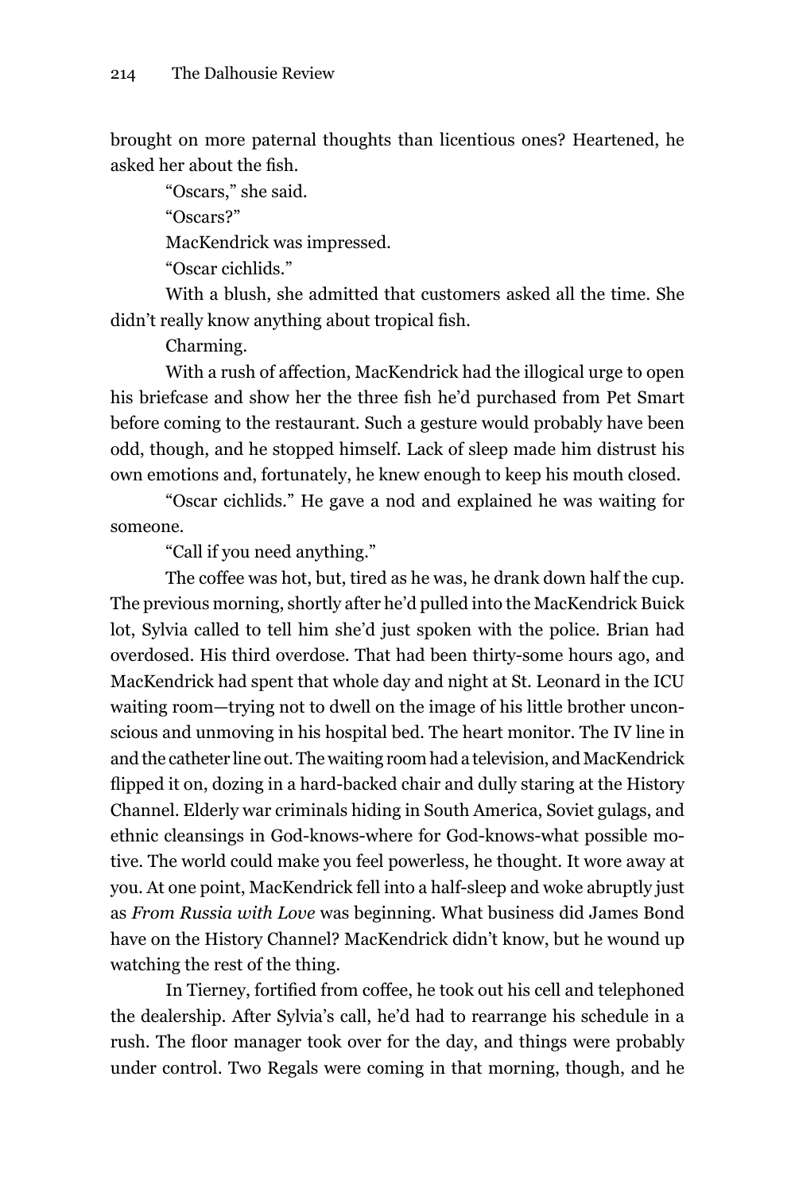brought on more paternal thoughts than licentious ones? Heartened, he asked her about the fish.

"Oscars," she said.

"Oscars?"

MacKendrick was impressed.

"Oscar cichlids."

With a blush, she admitted that customers asked all the time. She didn't really know anything about tropical fish.

Charming.

With a rush of affection, MacKendrick had the illogical urge to open his briefcase and show her the three fish he'd purchased from Pet Smart before coming to the restaurant. Such a gesture would probably have been odd, though, and he stopped himself. Lack of sleep made him distrust his own emotions and, fortunately, he knew enough to keep his mouth closed.

"Oscar cichlids." He gave a nod and explained he was waiting for someone.

"Call if you need anything."

The coffee was hot, but, tired as he was, he drank down half the cup. The previous morning, shortly after he'd pulled into the MacKendrick Buick lot, Sylvia called to tell him she'd just spoken with the police. Brian had overdosed. His third overdose. That had been thirty-some hours ago, and MacKendrick had spent that whole day and night at St. Leonard in the ICU waiting room—trying not to dwell on the image of his little brother unconscious and unmoving in his hospital bed. The heart monitor. The IV line in and the catheter line out. The waiting room had a television, and MacKendrick flipped it on, dozing in a hard-backed chair and dully staring at the History Channel. Elderly war criminals hiding in South America, Soviet gulags, and ethnic cleansings in God-knows-where for God-knows-what possible motive. The world could make you feel powerless, he thought. It wore away at you. At one point, MacKendrick fell into a half-sleep and woke abruptly just as *From Russia with Love* was beginning. What business did James Bond have on the History Channel? MacKendrick didn't know, but he wound up watching the rest of the thing.

In Tierney, fortified from coffee, he took out his cell and telephoned the dealership. After Sylvia's call, he'd had to rearrange his schedule in a rush. The floor manager took over for the day, and things were probably under control. Two Regals were coming in that morning, though, and he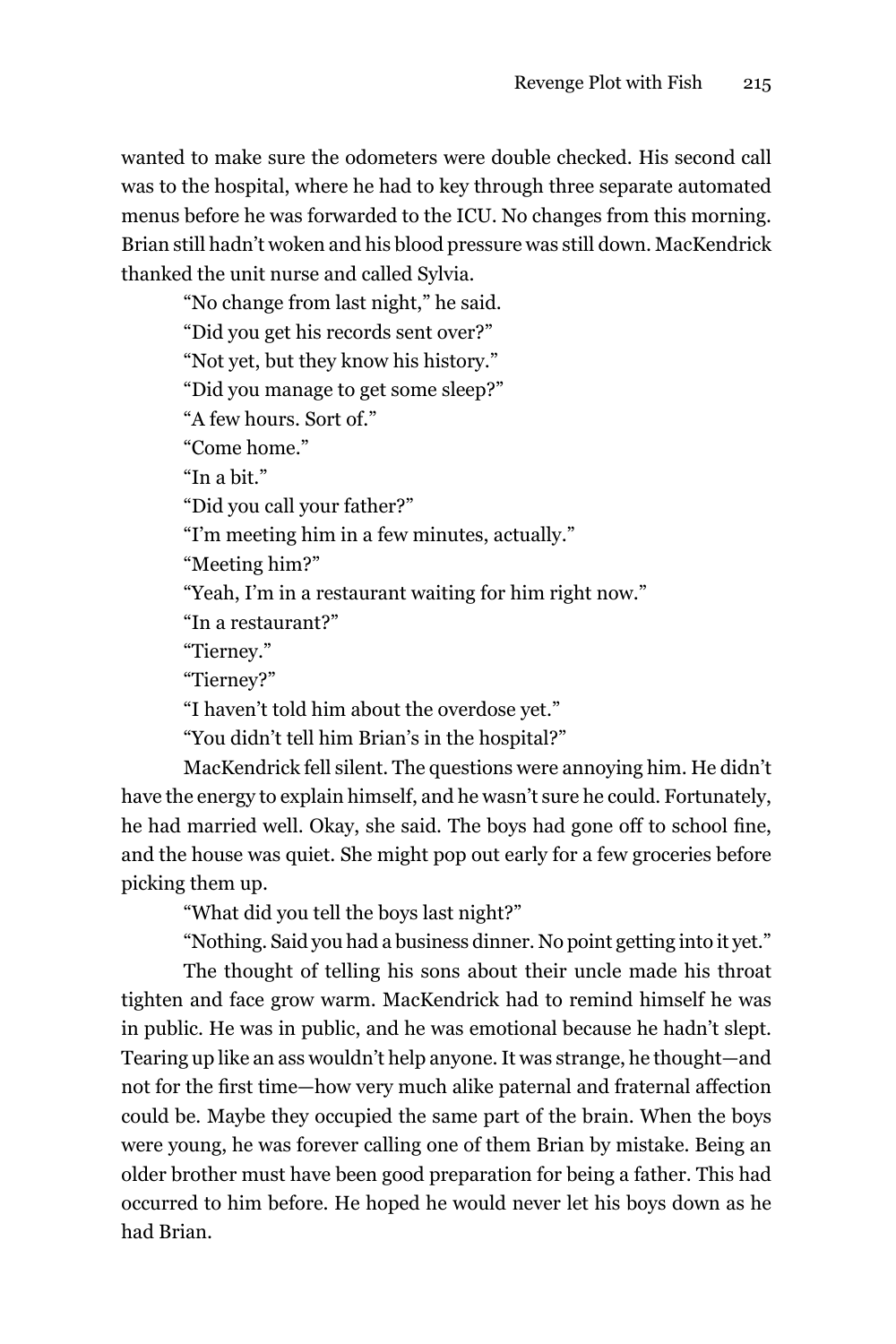wanted to make sure the odometers were double checked. His second call was to the hospital, where he had to key through three separate automated menus before he was forwarded to the ICU. No changes from this morning. Brian still hadn't woken and his blood pressure was still down. MacKendrick thanked the unit nurse and called Sylvia.

"No change from last night," he said.

"Did you get his records sent over?"

"Not yet, but they know his history."

"Did you manage to get some sleep?"

"A few hours. Sort of."

"Come home."

"In a bit."

"Did you call your father?"

"I'm meeting him in a few minutes, actually."

"Meeting him?"

"Yeah, I'm in a restaurant waiting for him right now."

"In a restaurant?"

"Tierney."

"Tierney?"

"I haven't told him about the overdose yet."

"You didn't tell him Brian's in the hospital?"

MacKendrick fell silent. The questions were annoying him. He didn't have the energy to explain himself, and he wasn't sure he could. Fortunately, he had married well. Okay, she said. The boys had gone off to school fine, and the house was quiet. She might pop out early for a few groceries before picking them up.

"What did you tell the boys last night?"

"Nothing. Said you had a business dinner. No point getting into it yet."

The thought of telling his sons about their uncle made his throat tighten and face grow warm. MacKendrick had to remind himself he was in public. He was in public, and he was emotional because he hadn't slept. Tearing up like an ass wouldn't help anyone. It was strange, he thought—and not for the first time—how very much alike paternal and fraternal affection could be. Maybe they occupied the same part of the brain. When the boys were young, he was forever calling one of them Brian by mistake. Being an older brother must have been good preparation for being a father. This had occurred to him before. He hoped he would never let his boys down as he had Brian.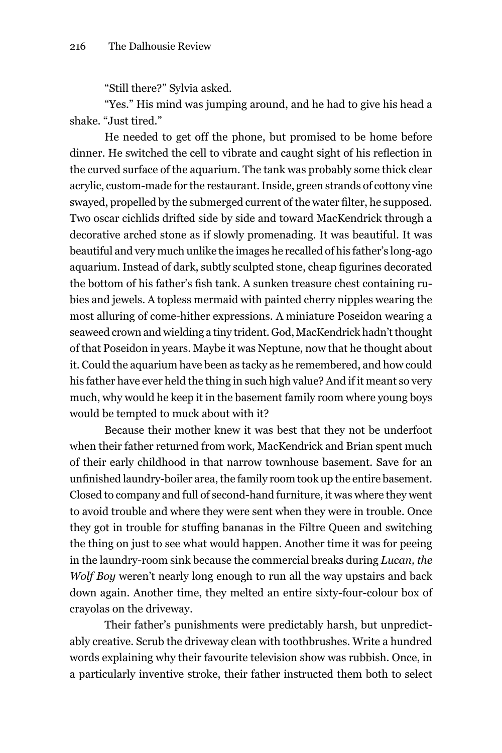"Still there?" Sylvia asked.

"Yes." His mind was jumping around, and he had to give his head a shake. "Just tired."

He needed to get off the phone, but promised to be home before dinner. He switched the cell to vibrate and caught sight of his reflection in the curved surface of the aquarium. The tank was probably some thick clear acrylic, custom-made for the restaurant. Inside, green strands of cottony vine swayed, propelled by the submerged current of the water filter, he supposed. Two oscar cichlids drifted side by side and toward MacKendrick through a decorative arched stone as if slowly promenading. It was beautiful. It was beautiful and very much unlike the images he recalled of his father's long-ago aquarium. Instead of dark, subtly sculpted stone, cheap figurines decorated the bottom of his father's fish tank. A sunken treasure chest containing rubies and jewels. A topless mermaid with painted cherry nipples wearing the most alluring of come-hither expressions. A miniature Poseidon wearing a seaweed crown and wielding a tiny trident. God, MacKendrick hadn't thought of that Poseidon in years. Maybe it was Neptune, now that he thought about it. Could the aquarium have been as tacky as he remembered, and how could his father have ever held the thing in such high value? And if it meant so very much, why would he keep it in the basement family room where young boys would be tempted to muck about with it?

Because their mother knew it was best that they not be underfoot when their father returned from work, MacKendrick and Brian spent much of their early childhood in that narrow townhouse basement. Save for an unfinished laundry-boiler area, the family room took up the entire basement. Closed to company and full of second-hand furniture, it was where they went to avoid trouble and where they were sent when they were in trouble. Once they got in trouble for stuffing bananas in the Filtre Queen and switching the thing on just to see what would happen. Another time it was for peeing in the laundry-room sink because the commercial breaks during *Lucan, the Wolf Boy* weren't nearly long enough to run all the way upstairs and back down again. Another time, they melted an entire sixty-four-colour box of crayolas on the driveway.

Their father's punishments were predictably harsh, but unpredictably creative. Scrub the driveway clean with toothbrushes. Write a hundred words explaining why their favourite television show was rubbish. Once, in a particularly inventive stroke, their father instructed them both to select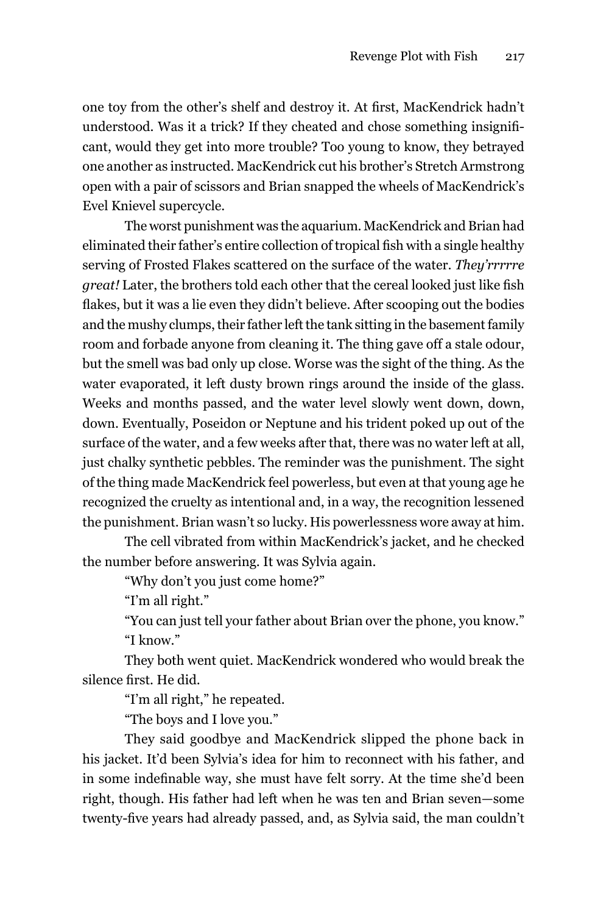one toy from the other's shelf and destroy it. At first, MacKendrick hadn't understood. Was it a trick? If they cheated and chose something insignificant, would they get into more trouble? Too young to know, they betrayed one another as instructed. MacKendrick cut his brother's Stretch Armstrong open with a pair of scissors and Brian snapped the wheels of MacKendrick's Evel Knievel supercycle.

The worst punishment was the aquarium. MacKendrick and Brian had eliminated their father's entire collection of tropical fish with a single healthy serving of Frosted Flakes scattered on the surface of the water. *They'rrrrre great!* Later, the brothers told each other that the cereal looked just like fish flakes, but it was a lie even they didn't believe. After scooping out the bodies and the mushy clumps, their father left the tank sitting in the basement family room and forbade anyone from cleaning it. The thing gave off a stale odour, but the smell was bad only up close. Worse was the sight of the thing. As the water evaporated, it left dusty brown rings around the inside of the glass. Weeks and months passed, and the water level slowly went down, down, down. Eventually, Poseidon or Neptune and his trident poked up out of the surface of the water, and a few weeks after that, there was no water left at all, just chalky synthetic pebbles. The reminder was the punishment. The sight of the thing made MacKendrick feel powerless, but even at that young age he recognized the cruelty as intentional and, in a way, the recognition lessened the punishment. Brian wasn't so lucky. His powerlessness wore away at him.

The cell vibrated from within MacKendrick's jacket, and he checked the number before answering. It was Sylvia again.

"Why don't you just come home?"

"I'm all right."

"You can just tell your father about Brian over the phone, you know."

"I know."

They both went quiet. MacKendrick wondered who would break the silence first. He did.

"I'm all right," he repeated.

"The boys and I love you."

They said goodbye and MacKendrick slipped the phone back in his jacket. It'd been Sylvia's idea for him to reconnect with his father, and in some indefinable way, she must have felt sorry. At the time she'd been right, though. His father had left when he was ten and Brian seven—some twenty-five years had already passed, and, as Sylvia said, the man couldn't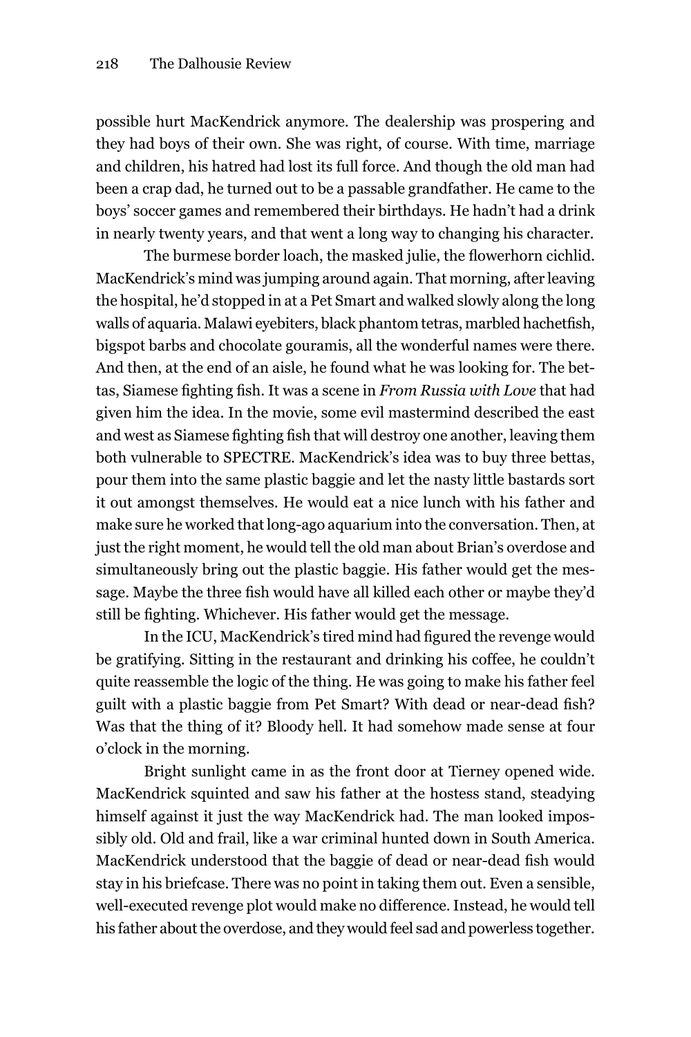possible hurt MacKendrick anymore. The dealership was prospering and they had boys of their own. She was right, of course. With time, marriage and children, his hatred had lost its full force. And though the old man had been a crap dad, he turned out to be a passable grandfather. He came to the boys' soccer games and remembered their birthdays. He hadn't had a drink in nearly twenty years, and that went a long way to changing his character.

The burmese border loach, the masked julie, the flowerhorn cichlid. MacKendrick's mind was jumping around again. That morning, after leaving the hospital, he'd stopped in at a Pet Smart and walked slowly along the long walls of aquaria. Malawi eyebiters, black phantom tetras, marbled hachetfish, bigspot barbs and chocolate gouramis, all the wonderful names were there. And then, at the end of an aisle, he found what he was looking for. The bettas, Siamese fighting fish. It was a scene in *From Russia with Love* that had given him the idea. In the movie, some evil mastermind described the east and west as Siamese fighting fish that will destroy one another, leaving them both vulnerable to SPECTRE. MacKendrick's idea was to buy three bettas, pour them into the same plastic baggie and let the nasty little bastards sort it out amongst themselves. He would eat a nice lunch with his father and make sure he worked that long-ago aquarium into the conversation. Then, at just the right moment, he would tell the old man about Brian's overdose and simultaneously bring out the plastic baggie. His father would get the message. Maybe the three fish would have all killed each other or maybe they'd still be fighting. Whichever. His father would get the message.

In the ICU, MacKendrick's tired mind had figured the revenge would be gratifying. Sitting in the restaurant and drinking his coffee, he couldn't quite reassemble the logic of the thing. He was going to make his father feel guilt with a plastic baggie from Pet Smart? With dead or near-dead fish? Was that the thing of it? Bloody hell. It had somehow made sense at four o'clock in the morning.

Bright sunlight came in as the front door at Tierney opened wide. MacKendrick squinted and saw his father at the hostess stand, steadying himself against it just the way MacKendrick had. The man looked impossibly old. Old and frail, like a war criminal hunted down in South America. MacKendrick understood that the baggie of dead or near-dead fish would stay in his briefcase. There was no point in taking them out. Even a sensible, well-executed revenge plot would make no difference. Instead, he would tell his father about the overdose, and they would feel sad and powerless together.